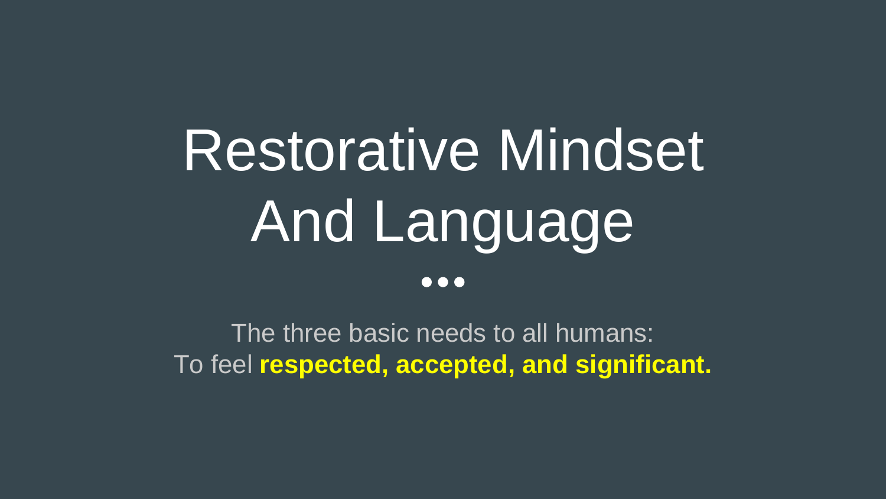# Restorative Mindset And Language

•••

The three basic needs to all humans:
To feel **respected, accepted, and significant.**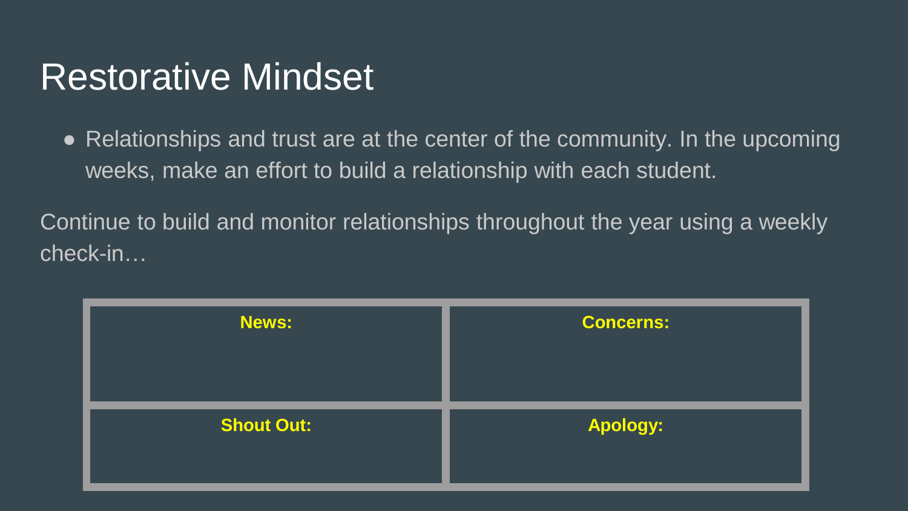# Restorative Mindset

- Relationships and trust are at the center of the community. In the upcoming weeks, make an effort to build a relationship with each student.

Continue to build and monitor relationships throughout the year using a weekly check-in…

| **News:** | **Concerns:** |
|---|---|
| **Shout Out:** | **Apology:** |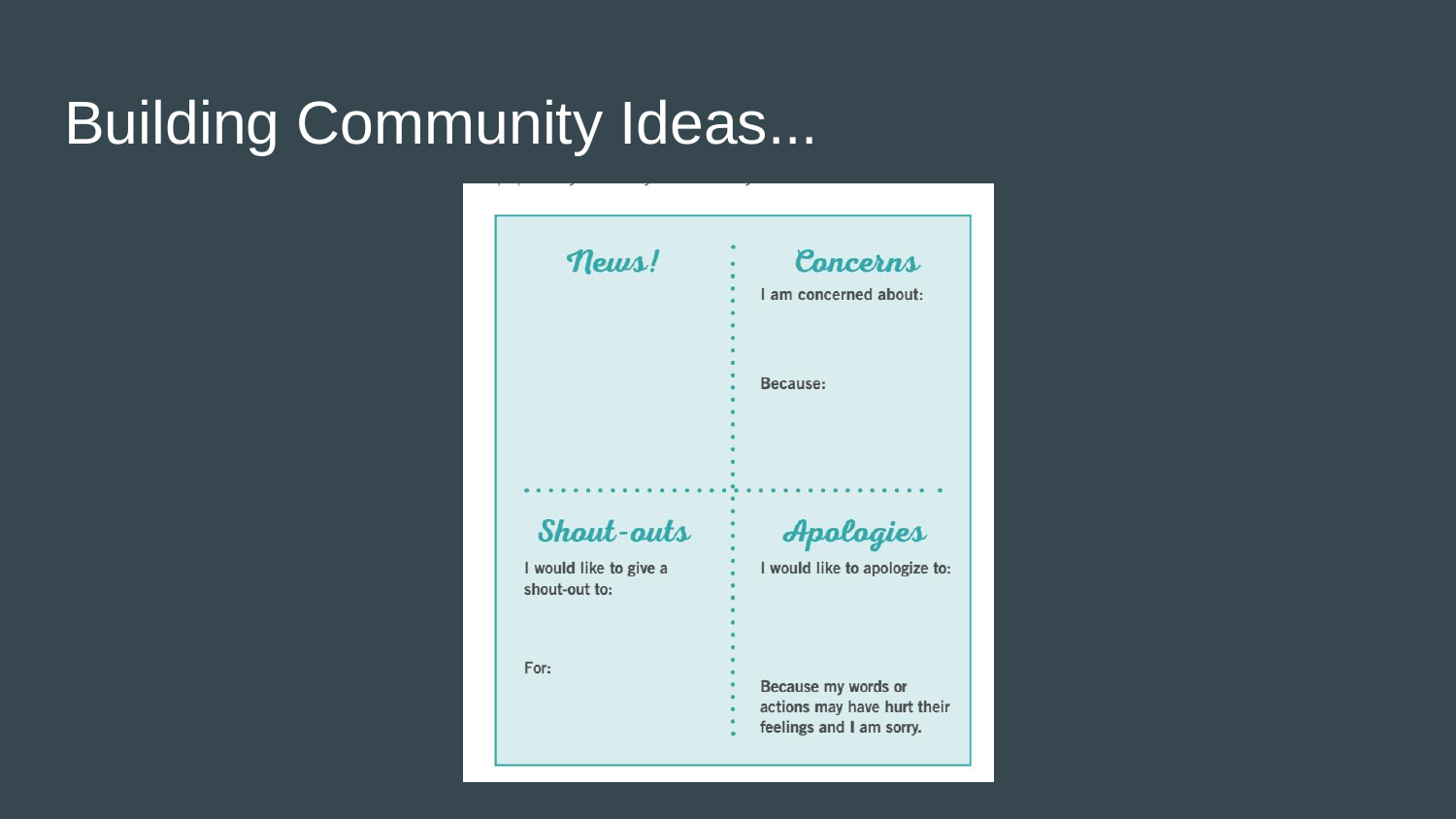# Building Community Ideas...

## News!

## Concerns

I am concerned about:

Because:

## Shout-outs

I would like to give a shout-out to:

For:

## Apologies

I would like to apologize to:

Because my words or actions may have hurt their feelings and I am sorry.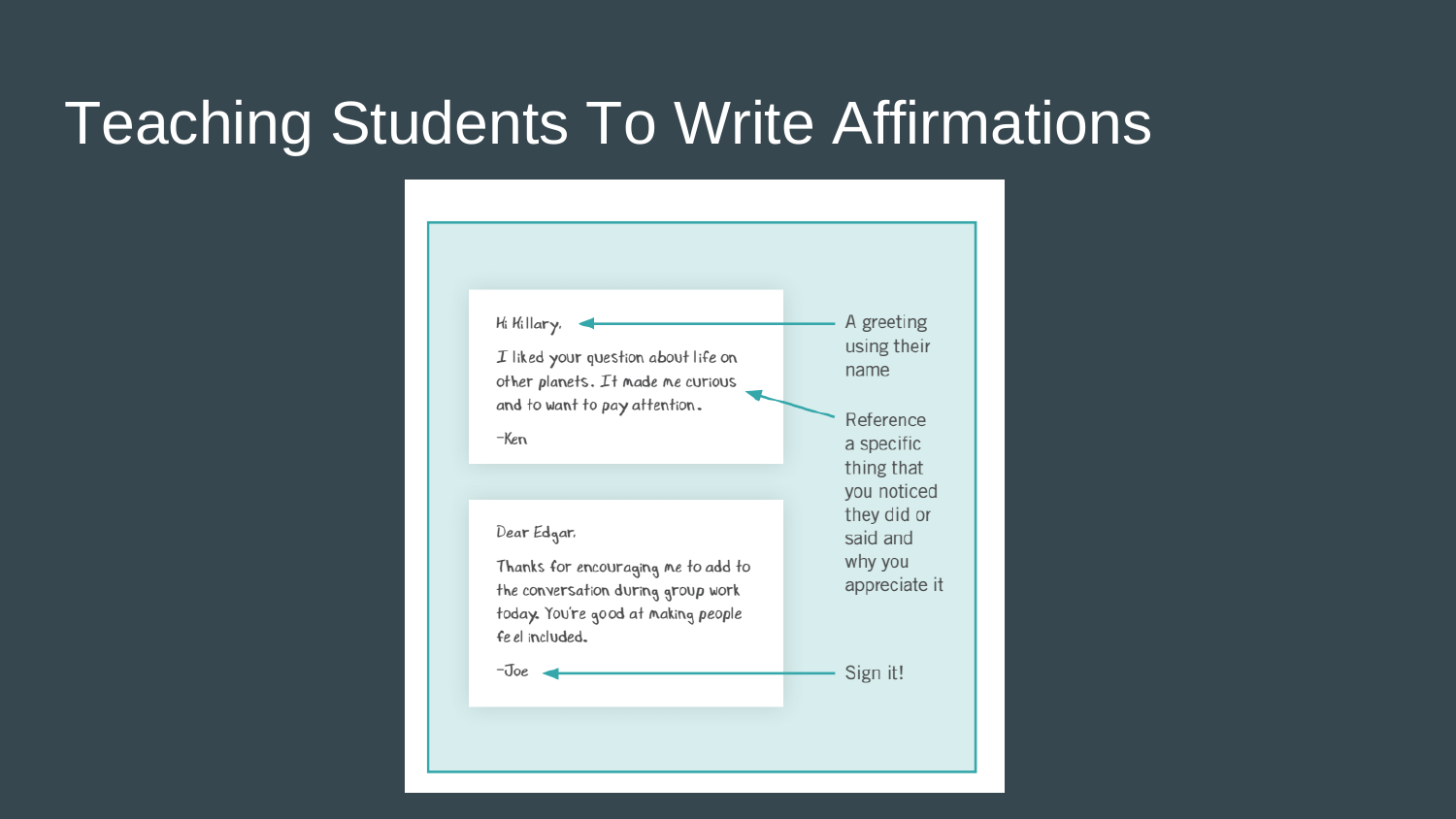# Teaching Students To Write Affirmations

Hi Hillary,

I liked your question about life on other planets. It made me curious and to want to pay attention.

-Ken

Dear Edgar,

Thanks for encouraging me to add to the conversation during group work today. You're good at making people feel included.

-Joe

- A greeting using their name
- Reference a specific thing that you noticed they did or said and why you appreciate it
- Sign it!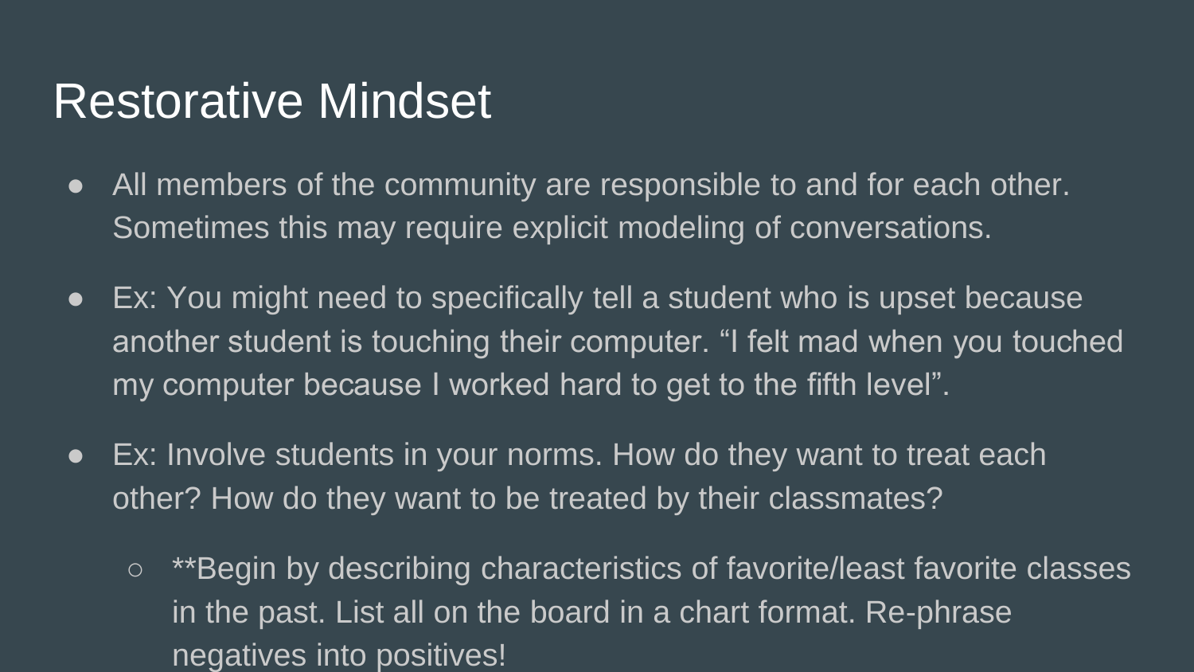# Restorative Mindset

- All members of the community are responsible to and for each other. Sometimes this may require explicit modeling of conversations.
- Ex: You might need to specifically tell a student who is upset because another student is touching their computer. “I felt mad when you touched my computer because I worked hard to get to the fifth level”.
- Ex: Involve students in your norms. How do they want to treat each other? How do they want to be treated by their classmates?
  - **Begin by describing characteristics of favorite/least favorite classes in the past. List all on the board in a chart format. Re-phrase negatives into positives!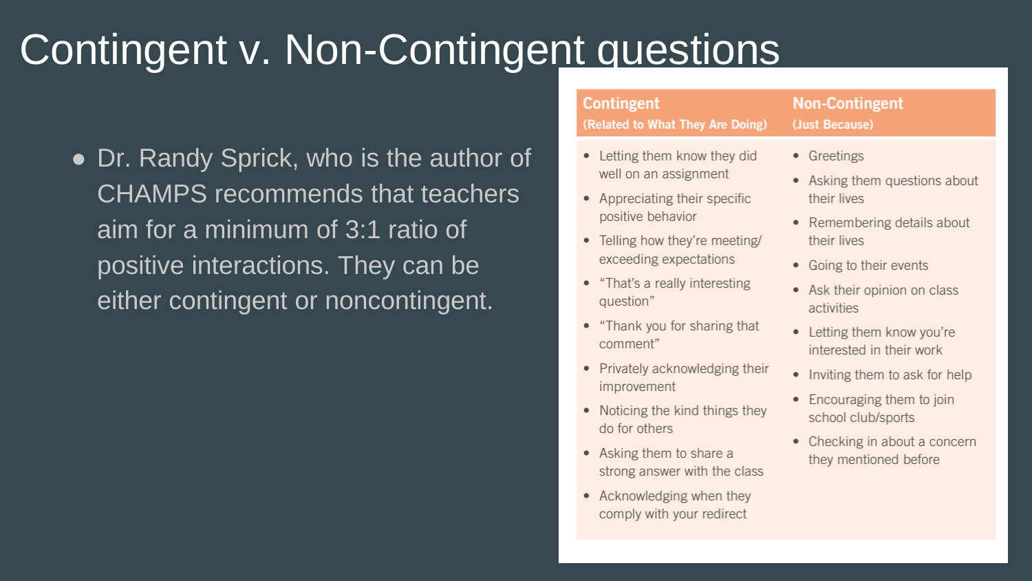# Contingent v. Non-Contingent questions

- Dr. Randy Sprick, who is the author of CHAMPS recommends that teachers aim for a minimum of 3:1 ratio of positive interactions. They can be either contingent or noncontingent.

| Contingent (Related to What They Are Doing) | Non-Contingent (Just Because) |
| --- | --- |
| • Letting them know they did well on an assignment<br>• Appreciating their specific positive behavior<br>• Telling how they're meeting/exceeding expectations<br>• "That's a really interesting question"<br>• "Thank you for sharing that comment"<br>• Privately acknowledging their improvement<br>• Noticing the kind things they do for others<br>• Asking them to share a strong answer with the class<br>• Acknowledging when they comply with your redirect | • Greetings<br>• Asking them questions about their lives<br>• Remembering details about their lives<br>• Going to their events<br>• Ask their opinion on class activities<br>• Letting them know you're interested in their work<br>• Inviting them to ask for help<br>• Encouraging them to join school club/sports<br>• Checking in about a concern they mentioned before |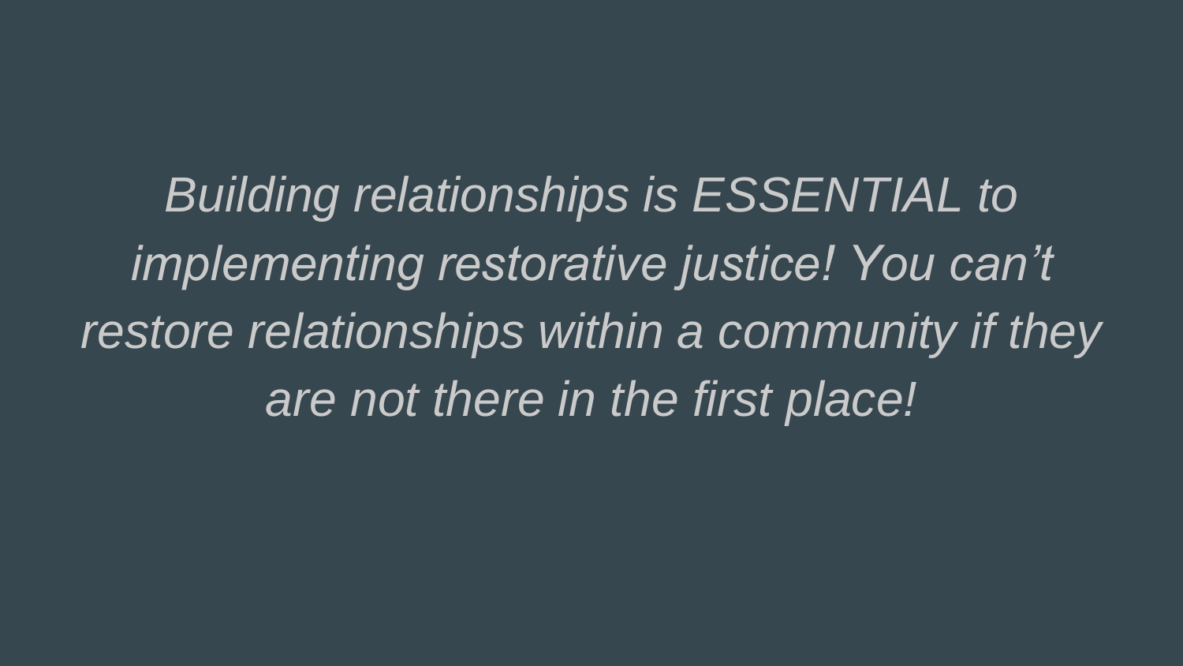*Building relationships is ESSENTIAL to implementing restorative justice! You can't restore relationships within a community if they are not there in the first place!*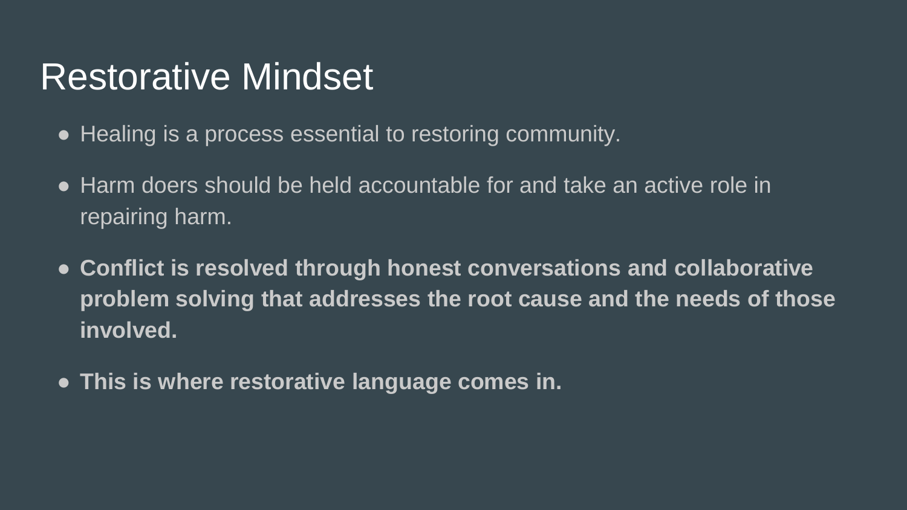# Restorative Mindset

- Healing is a process essential to restoring community.
- Harm doers should be held accountable for and take an active role in repairing harm.
- **Conflict is resolved through honest conversations and collaborative problem solving that addresses the root cause and the needs of those involved.**
- **This is where restorative language comes in.**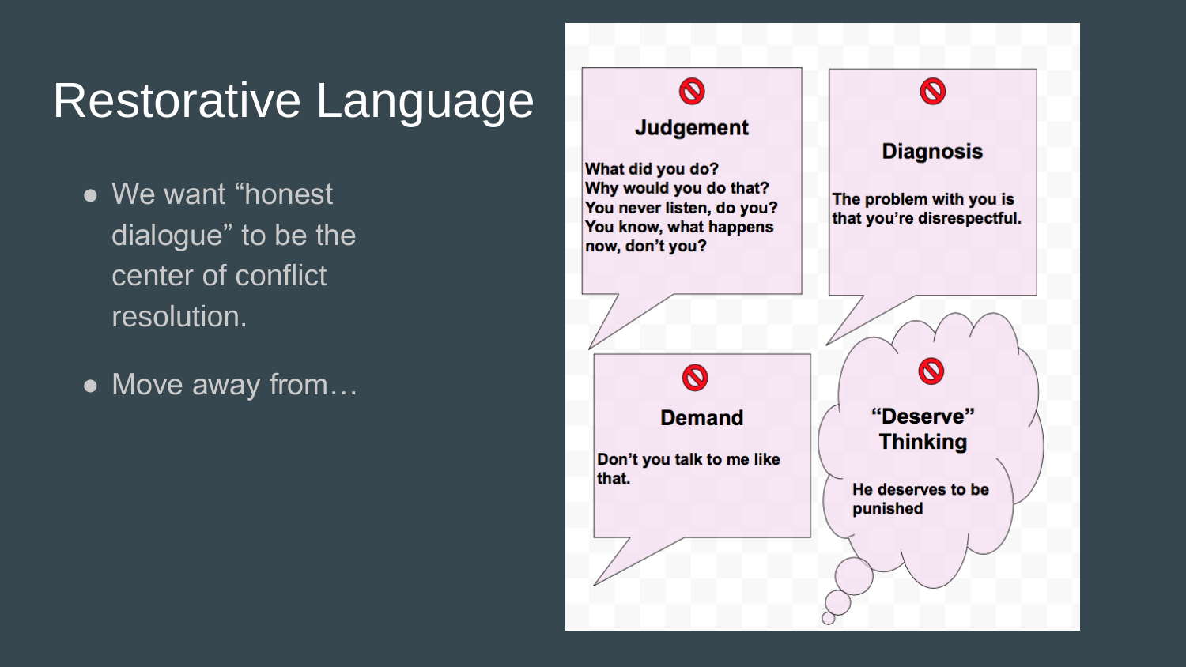# Restorative Language

- We want "honest dialogue" to be the center of conflict resolution.
- Move away from…

**Judgement**

What did you do?
Why would you do that?
You never listen, do you?
You know, what happens now, don't you?

**Diagnosis**

The problem with you is that you're disrespectful.

**Demand**

Don't you talk to me like that.

**"Deserve" Thinking**

He deserves to be punished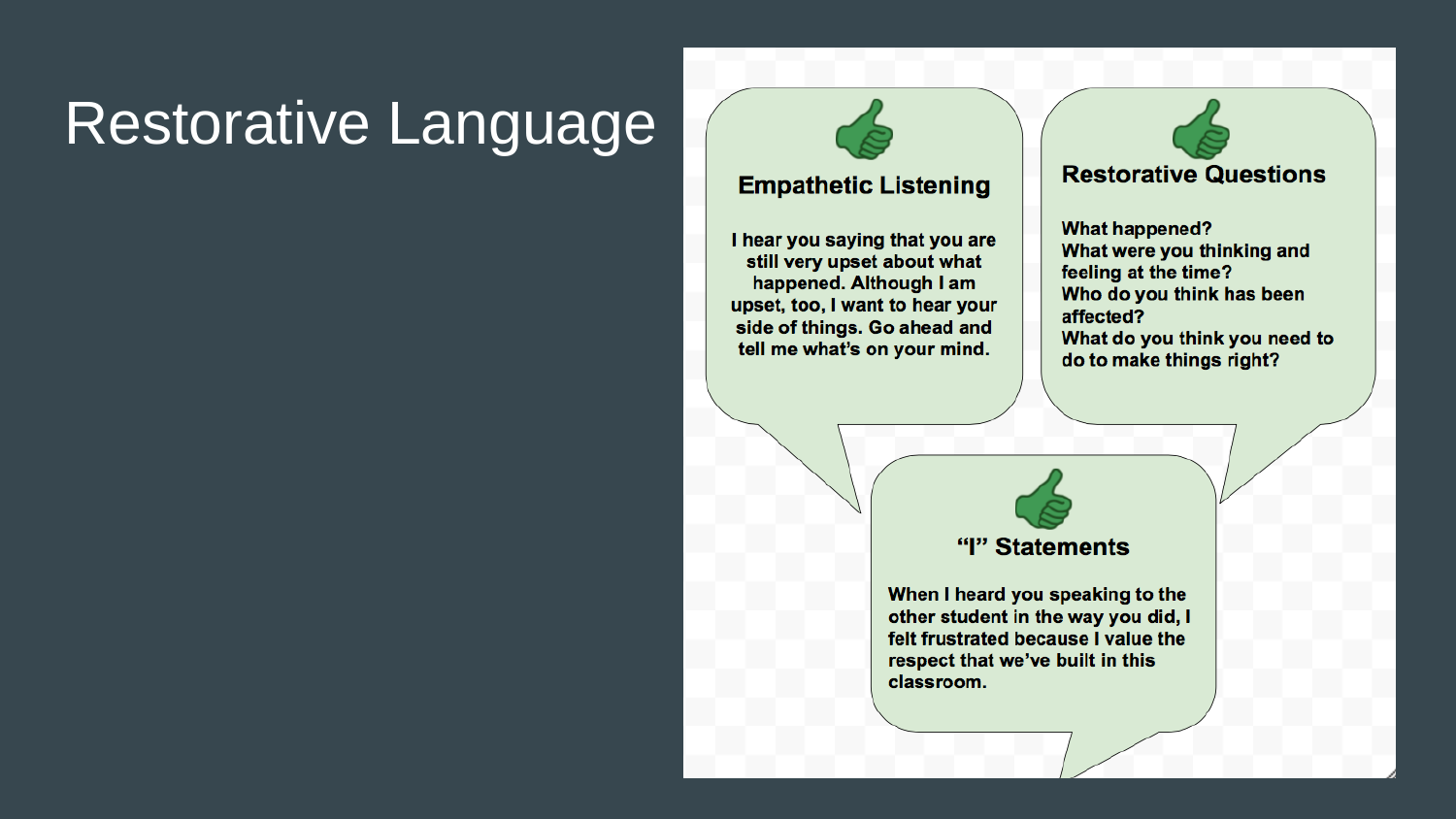# Restorative Language

### Empathetic Listening

I hear you saying that you are still very upset about what happened. Although I am upset, too, I want to hear your side of things. Go ahead and tell me what's on your mind.

### Restorative Questions

What happened?
What were you thinking and feeling at the time?
Who do you think has been affected?
What do you think you need to do to make things right?

### "I" Statements

When I heard you speaking to the other student in the way you did, I felt frustrated because I value the respect that we've built in this classroom.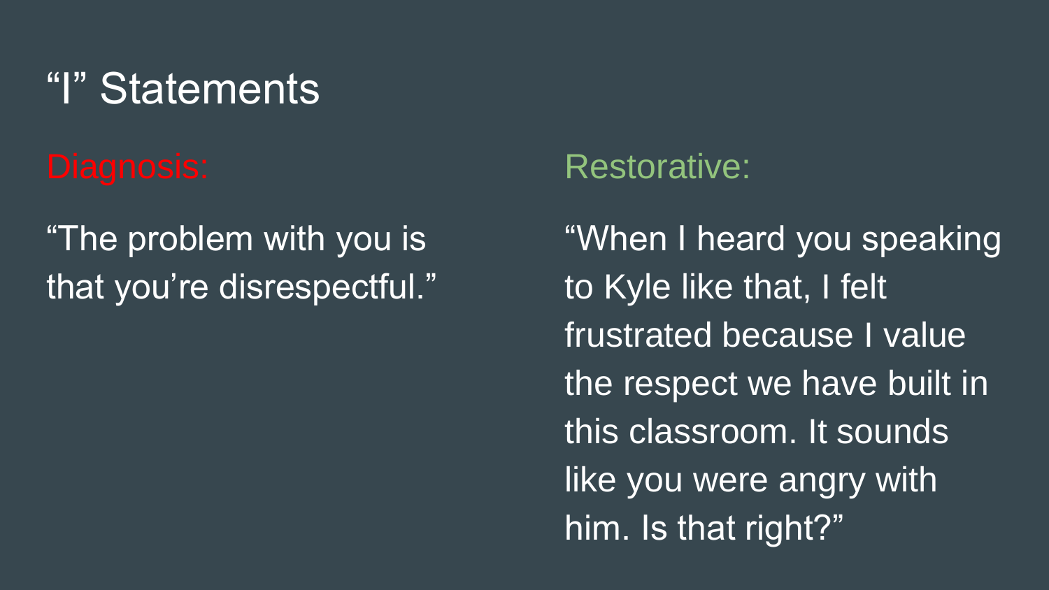# “I” Statements

**Diagnosis:**

“The problem with you is that you’re disrespectful.”

**Restorative:**

“When I heard you speaking to Kyle like that, I felt frustrated because I value the respect we have built in this classroom. It sounds like you were angry with him. Is that right?”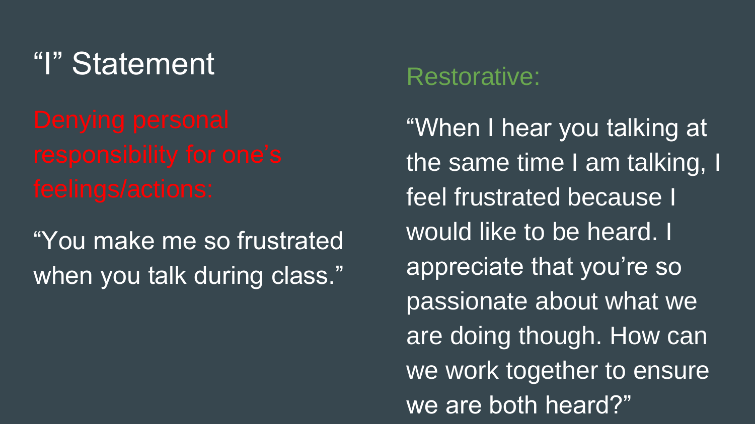# "I" Statement

Denying personal responsibility for one's feelings/actions:

"You make me so frustrated when you talk during class."

Restorative:

"When I hear you talking at the same time I am talking, I feel frustrated because I would like to be heard. I appreciate that you're so passionate about what we are doing though. How can we work together to ensure we are both heard?"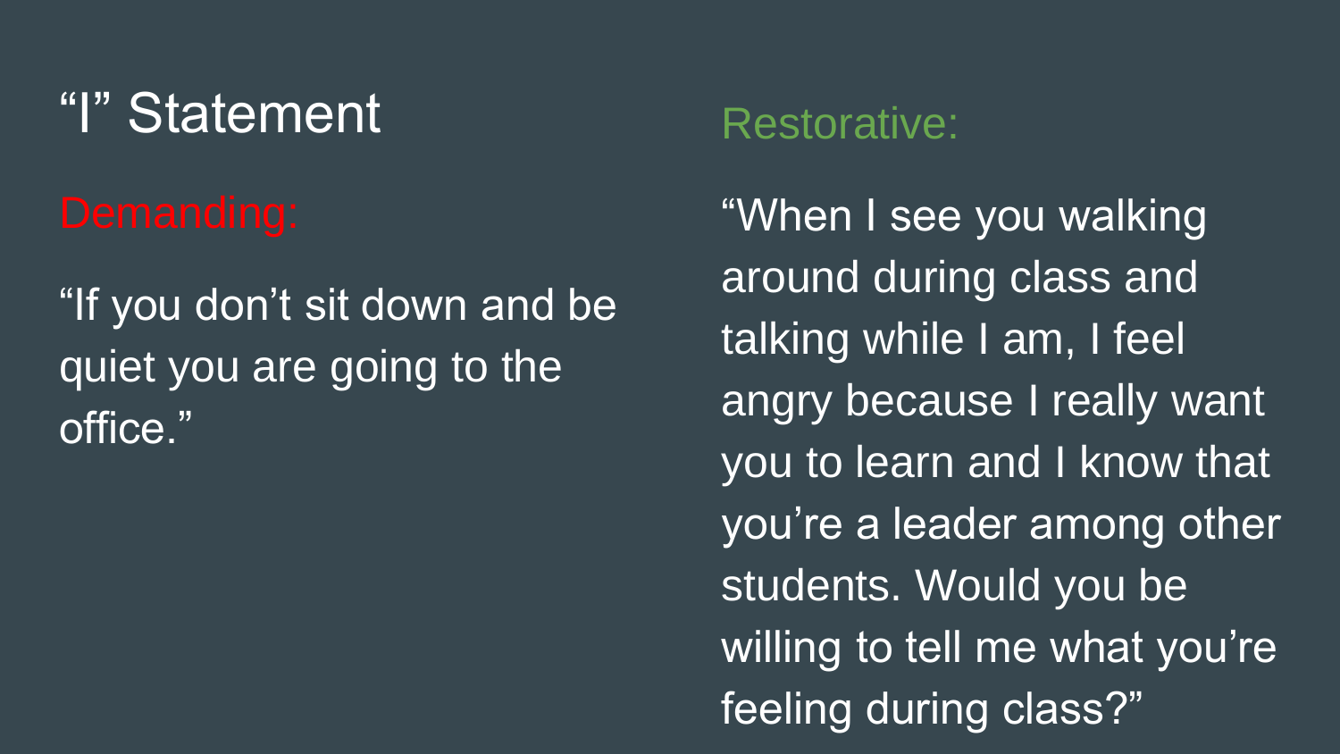# "I" Statement

## Demanding:

"If you don't sit down and be quiet you are going to the office."

## Restorative:

"When I see you walking around during class and talking while I am, I feel angry because I really want you to learn and I know that you're a leader among other students. Would you be willing to tell me what you're feeling during class?"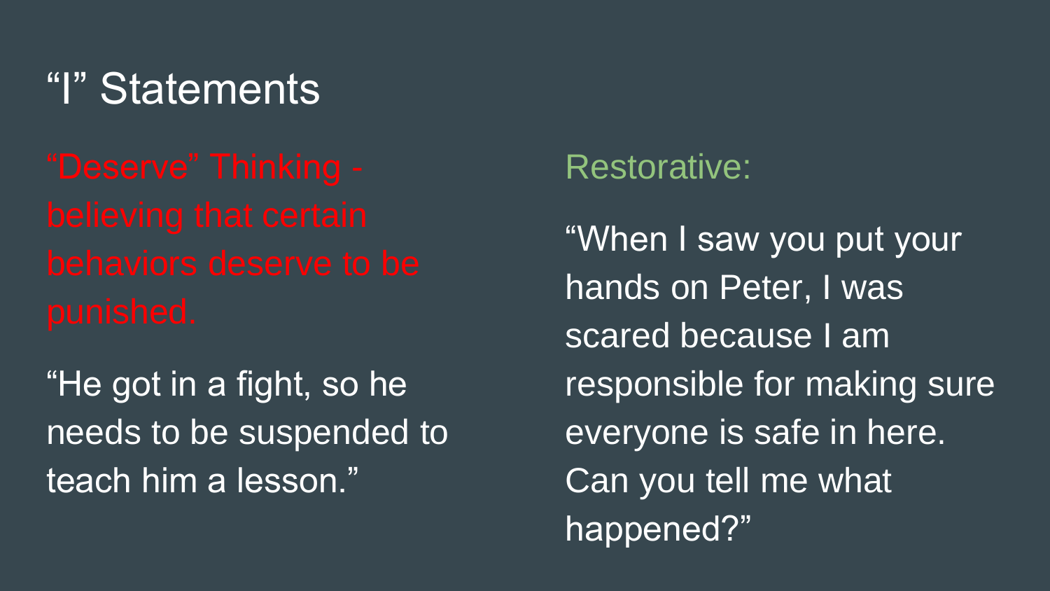# "I" Statements

"Deserve" Thinking - believing that certain behaviors deserve to be punished.

"He got in a fight, so he needs to be suspended to teach him a lesson."

Restorative:

"When I saw you put your hands on Peter, I was scared because I am responsible for making sure everyone is safe in here. Can you tell me what happened?"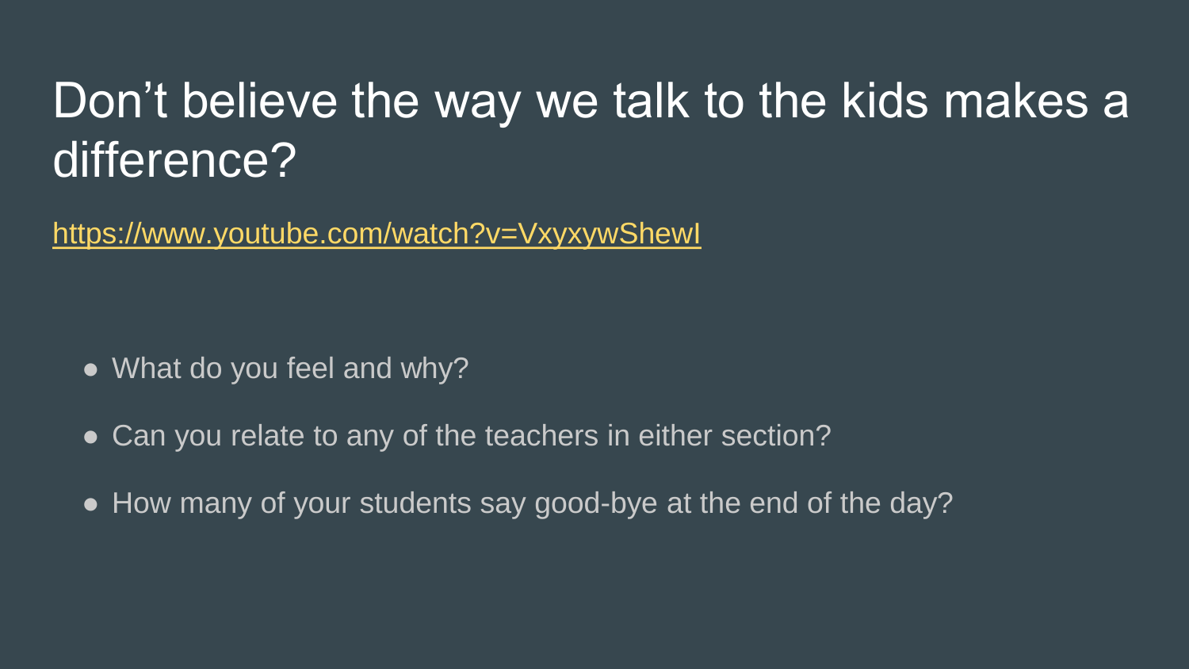# Don't believe the way we talk to the kids makes a difference?

https://www.youtube.com/watch?v=VxyxywShewI

- What do you feel and why?
- Can you relate to any of the teachers in either section?
- How many of your students say good-bye at the end of the day?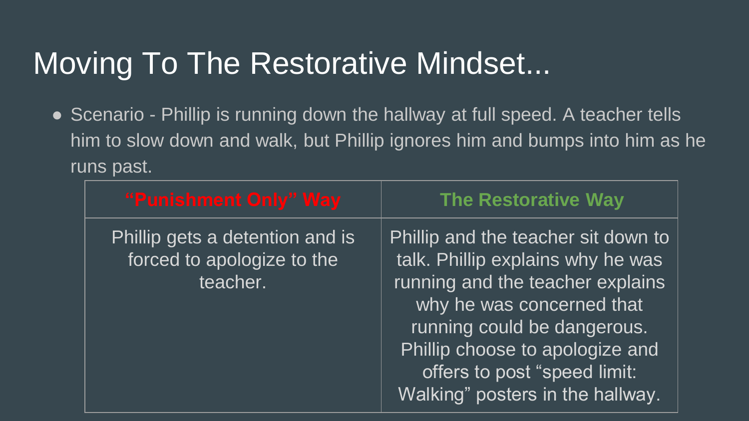# Moving To The Restorative Mindset...

- Scenario - Phillip is running down the hallway at full speed. A teacher tells him to slow down and walk, but Phillip ignores him and bumps into him as he runs past.

| “Punishment Only” Way | The Restorative Way |
| --- | --- |
| Phillip gets a detention and is forced to apologize to the teacher. | Phillip and the teacher sit down to talk. Phillip explains why he was running and the teacher explains why he was concerned that running could be dangerous. Phillip choose to apologize and offers to post “speed limit: Walking” posters in the hallway. |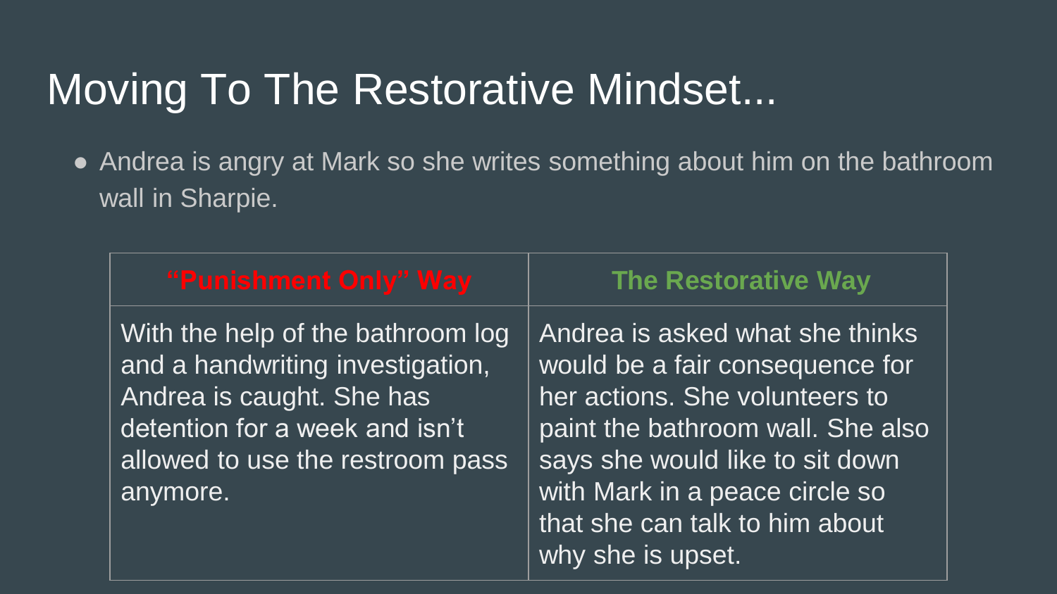# Moving To The Restorative Mindset...

- Andrea is angry at Mark so she writes something about him on the bathroom wall in Sharpie.

| "Punishment Only" Way | The Restorative Way |
|---|---|
| With the help of the bathroom log and a handwriting investigation, Andrea is caught. She has detention for a week and isn't allowed to use the restroom pass anymore. | Andrea is asked what she thinks would be a fair consequence for her actions. She volunteers to paint the bathroom wall. She also says she would like to sit down with Mark in a peace circle so that she can talk to him about why she is upset. |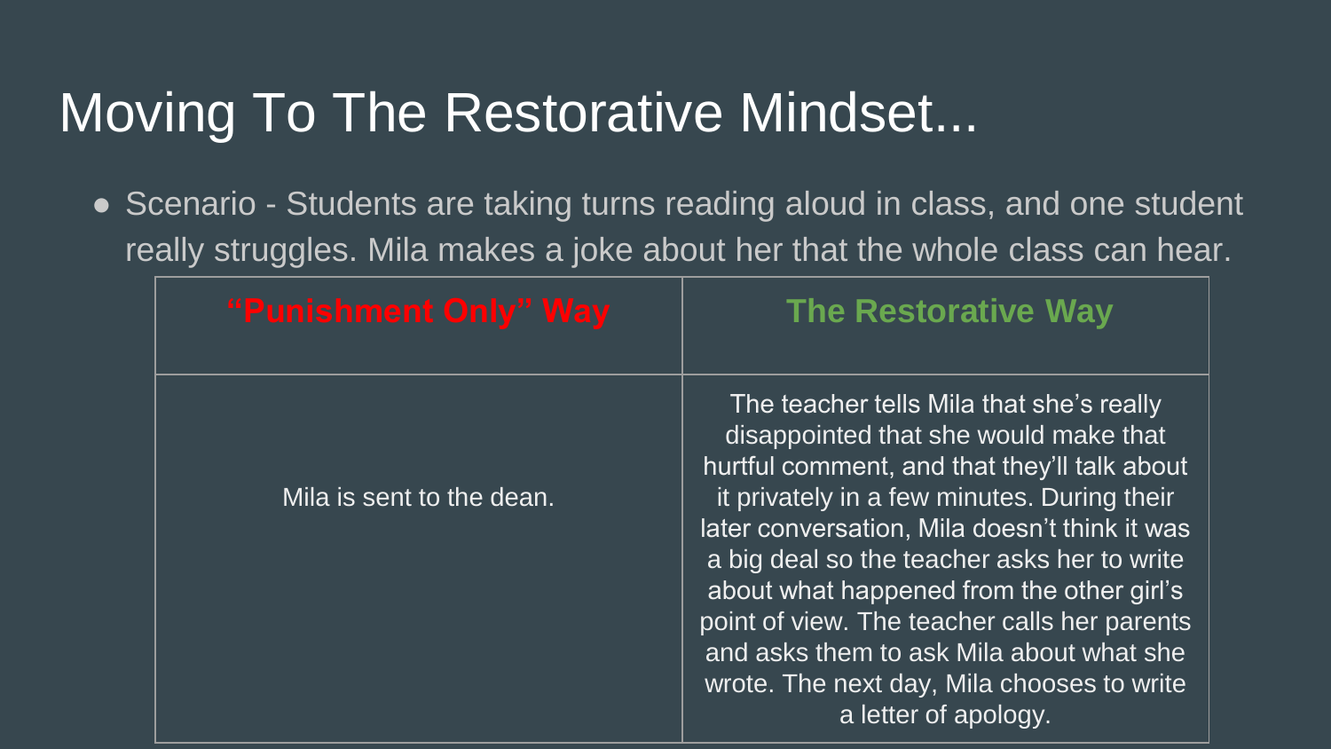# Moving To The Restorative Mindset...

- Scenario - Students are taking turns reading aloud in class, and one student really struggles. Mila makes a joke about her that the whole class can hear.

| "Punishment Only" Way | The Restorative Way |
| --- | --- |
| Mila is sent to the dean. | The teacher tells Mila that she's really disappointed that she would make that hurtful comment, and that they'll talk about it privately in a few minutes. During their later conversation, Mila doesn't think it was a big deal so the teacher asks her to write about what happened from the other girl's point of view. The teacher calls her parents and asks them to ask Mila about what she wrote. The next day, Mila chooses to write a letter of apology. |